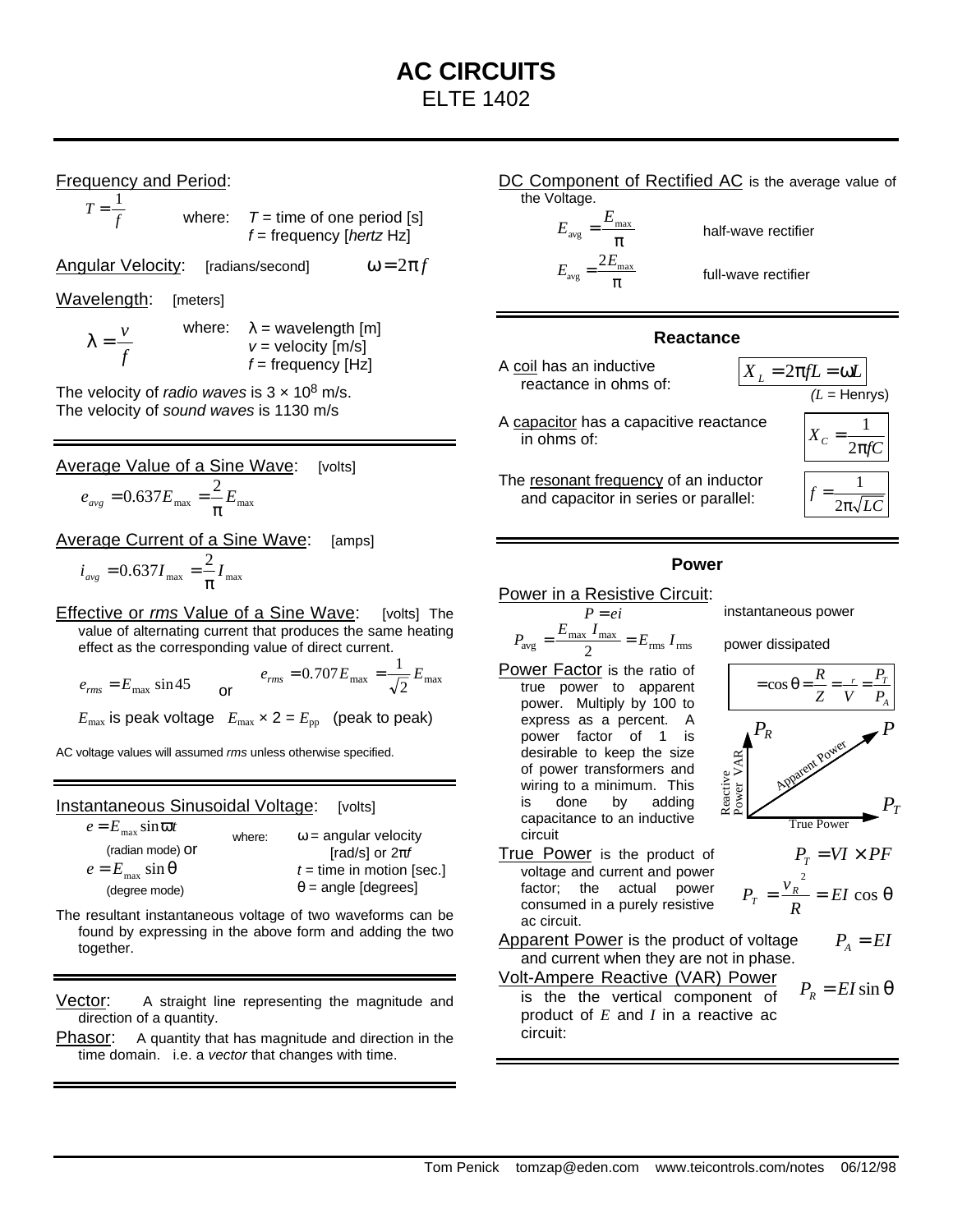# AC CIRCUITS

ELTE 1402

Frequency and Period:

$$T = \frac{1}{f}$$

where: $T$ = time of one period [s]
$f$ = frequency [*hertz* Hz]

Angular Velocity: [radians/second] $\omega = 2\pi f$

Wavelength: [meters]

$$\lambda = \frac{v}{f}$$

where: $\lambda$ = wavelength [m]
$v$ = velocity [m/s]
$f$ = frequency [Hz]

The velocity of *radio waves* is $3 \times 10^8$ m/s.
The velocity of *sound waves* is 1130 m/s

Average Value of a Sine Wave: [volts]

$$e_{avg} = 0.637E_{\max} = \frac{2}{\pi}E_{\max}$$

Average Current of a Sine Wave: [amps]

$$i_{avg} = 0.637I_{\max} = \frac{2}{\pi}I_{\max}$$

Effective or *rms* Value of a Sine Wave: [volts] The value of alternating current that produces the same heating effect as the corresponding value of direct current.

$$e_{rms} = E_{\max}\sin 45 \quad \text{or} \quad e_{rms} = 0.707E_{\max} = \frac{1}{\sqrt{2}}E_{\max}$$

$E_{\max}$ is peak voltage $E_{\max} \times 2 = E_{pp}$ (peak to peak)

AC voltage values will assumed *rms* unless otherwise specified.

Instantaneous Sinusoidal Voltage: [volts]

$$e = E_{\max}\sin\omega t$$

(radian mode) or

$$e = E_{\max}\sin\theta$$

(degree mode)

where: $\omega$ = angular velocity [rad/s] or $2\pi f$
$t$ = time in motion [sec.]
$\theta$ = angle [degrees]

The resultant instantaneous voltage of two waveforms can be found by expressing in the above form and adding the two together.

Vector: A straight line representing the magnitude and direction of a quantity.

Phasor: A quantity that has magnitude and direction in the time domain. i.e. a *vector* that changes with time.

DC Component of Rectified AC is the average value of the Voltage.

$$E_{avg} = \frac{E_{\max}}{\pi} \quad \text{half-wave rectifier}$$

$$E_{avg} = \frac{2E_{\max}}{\pi} \quad \text{full-wave rectifier}$$

## Reactance

A coil has an inductive reactance in ohms of:

$$X_L = 2\pi fL = \omega L$$

($L$ = Henrys)

A capacitor has a capacitive reactance in ohms of:

$$X_C = \frac{1}{2\pi fC}$$

The resonant frequency of an inductor and capacitor in series or parallel:

$$f = \frac{1}{2\pi\sqrt{LC}}$$

## Power

Power in a Resistive Circuit:

$$P = ei \quad \text{instantaneous power}$$

$$P_{avg} = \frac{E_{\max}I_{\max}}{2} = E_{rms}I_{rms} \quad \text{power dissipated}$$

Power Factor is the ratio of true power to apparent power. Multiply by 100 to express as a percent. A power factor of 1 is desirable to keep the size of power transformers and wiring to a minimum. This is done by adding capacitance to an inductive circuit

$$= \cos\theta = \frac{R}{Z} = \frac{r}{V} = \frac{P_T}{P_A}$$

(Power triangle: $P_R$ = Reactive Power VAR (vertical), $P_T$ = True Power (horizontal), $P$ = Apparent Power (hypotenuse))

True Power is the product of voltage and current and power factor; the actual power consumed in a purely resistive ac circuit.

$$P_T = VI \times PF$$

$$P_T = \frac{v_R^{\,2}}{R} = EI\cos\theta$$

Apparent Power is the product of voltage and current when they are not in phase.

$$P_A = EI$$

Volt-Ampere Reactive (VAR) Power is the the vertical component of product of $E$ and $I$ in a reactive ac circuit:

$$P_R = EI\sin\theta$$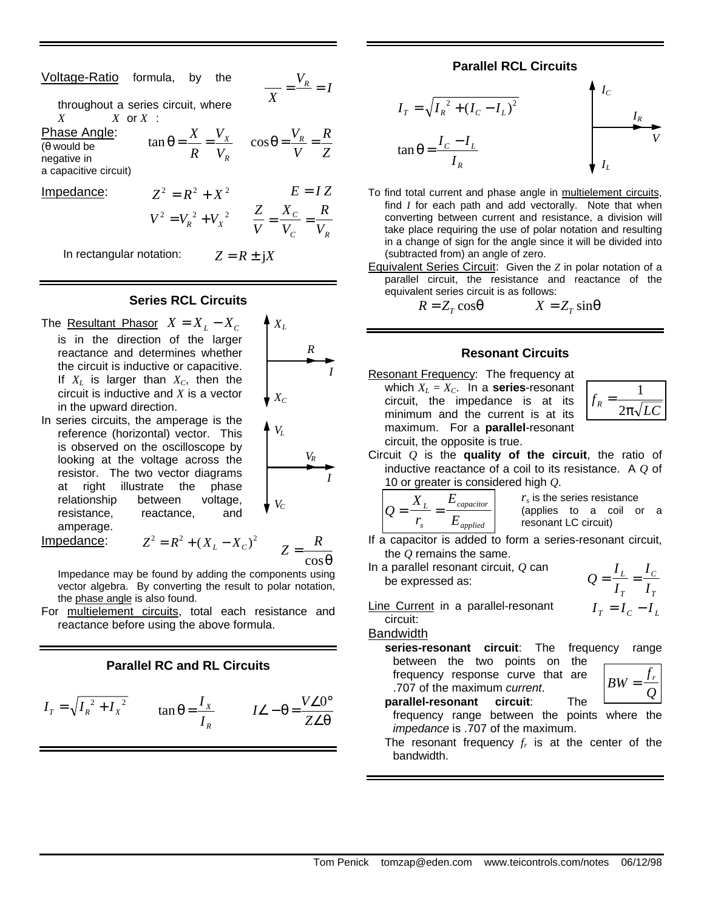Voltage-Ratio formula, by the $\frac{V_R}{X} = I$ throughout a series circuit, where $X$ $X$ or $X$ :

Phase Angle: ($\theta$ would be negative in a capacitive circuit)

$$\tan\theta = \frac{X}{R} = \frac{V_X}{V_R} \qquad \cos\theta = \frac{V_R}{V} = \frac{R}{Z}$$

Impedance:

$$Z^2 = R^2 + X^2 \qquad E = IZ$$

$$V^2 = {V_R}^2 + {V_X}^2 \qquad \frac{Z}{V} = \frac{X_C}{V_C} = \frac{R}{V_R}$$

In rectangular notation: $Z = R \pm jX$

## Series RCL Circuits

The Resultant Phasor $X = X_L - X_C$ is in the direction of the larger reactance and determines whether the circuit is inductive or capacitive. If $X_L$ is larger than $X_C$, then the circuit is inductive and $X$ is a vector in the upward direction.

In series circuits, the amperage is the reference (horizontal) vector. This is observed on the oscilloscope by looking at the voltage across the resistor. The two vector diagrams at right illustrate the phase relationship between voltage, resistance, reactance, and amperage.

Impedance:

$$Z^2 = R^2 + (X_L - X_C)^2 \qquad Z = \frac{R}{\cos\theta}$$

Impedance may be found by adding the components using vector algebra. By converting the result to polar notation, the phase angle is also found.

For multielement circuits, total each resistance and reactance before using the above formula.

## Parallel RC and RL Circuits

$$I_T = \sqrt{{I_R}^2 + {I_X}^2} \qquad \tan\theta = \frac{I_X}{I_R} \qquad I\angle -\theta = \frac{V\angle 0°}{Z\angle\theta}$$

## Parallel RCL Circuits

$$I_T = \sqrt{{I_R}^2 + (I_C - I_L)^2}$$

$$\tan\theta = \frac{I_C - I_L}{I_R}$$

To find total current and phase angle in multielement circuits, find $I$ for each path and add vectorally. Note that when converting between current and resistance, a division will take place requiring the use of polar notation and resulting in a change of sign for the angle since it will be divided into (subtracted from) an angle of zero.

Equivalent Series Circuit: Given the $Z$ in polar notation of a parallel circuit, the resistance and reactance of the equivalent series circuit is as follows:

$$R = Z_T \cos\theta \qquad X = Z_T \sin\theta$$

## Resonant Circuits

Resonant Frequency: The frequency at which $X_L = X_C$. In a **series**-resonant circuit, the impedance is at its minimum and the current is at its maximum. For a **parallel**-resonant circuit, the opposite is true.

$$f_R = \frac{1}{2\pi\sqrt{LC}}$$

Circuit $Q$ is the **quality of the circuit**, the ratio of inductive reactance of a coil to its resistance. A $Q$ of 10 or greater is considered high $Q$.

$$Q = \frac{X_L}{r_s} = \frac{E_{capacitor}}{E_{applied}}$$

$r_s$ is the series resistance (applies to a coil or a resonant LC circuit)

If a capacitor is added to form a series-resonant circuit, the $Q$ remains the same.

In a parallel resonant circuit, $Q$ can be expressed as:

$$Q = \frac{I_L}{I_T} = \frac{I_C}{I_T}$$

Line Current in a parallel-resonant circuit:

$$I_T = I_C - I_L$$

Bandwidth

**series-resonant circuit**: The frequency range between the two points on the frequency response curve that are .707 of the maximum *current*.

$$BW = \frac{f_r}{Q}$$

**parallel-resonant circuit**: The frequency range between the points where the *impedance* is .707 of the maximum.

The resonant frequency $f_r$ is at the center of the bandwidth.

Tom Penick tomzap@eden.com www.teicontrols.com/notes 06/12/98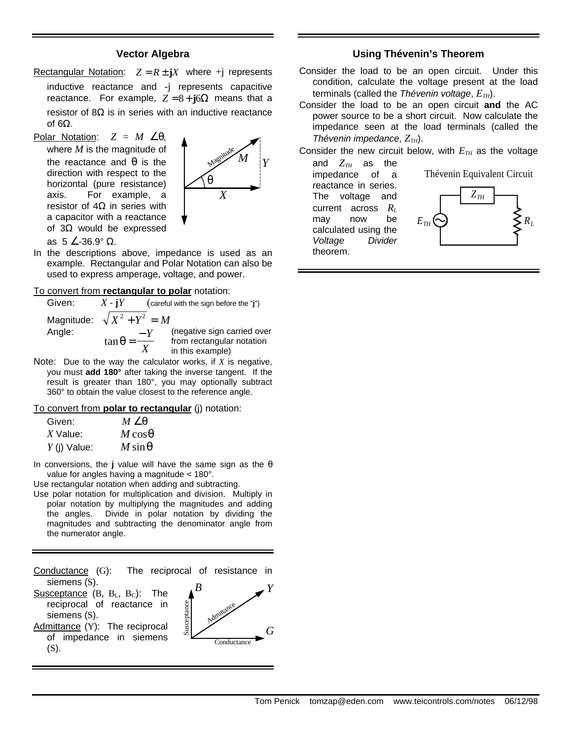## Vector Algebra

Rectangular Notation: $Z = R \pm \mathbf{j}X$ where +j represents inductive reactance and -j represents capacitive reactance. For example, $Z = 8 + \mathbf{j}6\Omega$ means that a resistor of 8Ω is in series with an inductive reactance of 6Ω.

Polar Notation: $Z = M \angle\theta$, where $M$ is the magnitude of the reactance and θ is the direction with respect to the horizontal (pure resistance) axis. For example, a resistor of 4Ω in series with a capacitor with a reactance of 3Ω would be expressed as $5 \angle$-36.9° Ω.

Magnitude
M
Y
θ
X

In the descriptions above, impedance is used as an example. Rectangular and Polar Notation can also be used to express amperage, voltage, and power.

To convert from **rectangular to polar** notation:

Given: $X$ - $\mathbf{j}Y$ (careful with the sign before the "**j**")

Magnitude: $\sqrt{X^2 + Y^2} = M$

Angle: $\tan\theta = \dfrac{-Y}{X}$ (negative sign carried over from rectangular notation in this example)

Note: Due to the way the calculator works, if $X$ is negative, you must **add 180°** after taking the inverse tangent. If the result is greater than 180°, you may optionally subtract 360° to obtain the value closest to the reference angle.

To convert from **polar to rectangular** (j) notation:

| | |
|---|---|
| Given: | $M \angle\theta$ |
| $X$ Value: | $M\cos\theta$ |
| $Y$ (j) Value: | $M\sin\theta$ |

In conversions, the **j** value will have the same sign as the θ value for angles having a magnitude < 180°.

Use rectangular notation when adding and subtracting.

Use polar notation for multiplication and division. Multiply in polar notation by multiplying the magnitudes and adding the angles. Divide in polar notation by dividing the magnitudes and subtracting the denominator angle from the numerator angle.

---

Conductance (G): The reciprocal of resistance in siemens (S).

Susceptance (B, $B_L$, $B_C$): The reciprocal of reactance in siemens (S).

Admittance (Y): The reciprocal of impedance in siemens (S).

B
Y
Susceptance
Admittance
G
Conductance

## Using Thévenin's Theorem

Consider the load to be an open circuit. Under this condition, calculate the voltage present at the load terminals (called the *Thévenin voltage*, $E_{TH}$).

Consider the load to be an open circuit **and** the AC power source to be a short circuit. Now calculate the impedance seen at the load terminals (called the *Thévenin impedance*, $Z_{TH}$).

Consider the new circuit below, with $E_{TH}$ as the voltage and $Z_{TH}$ as the impedance of a reactance in series. The voltage and current across $R_L$ may now be calculated using the *Voltage Divider* theorem.

Thévenin Equivalent Circuit

$Z_{TH}$
$E_{TH}$
$R_L$